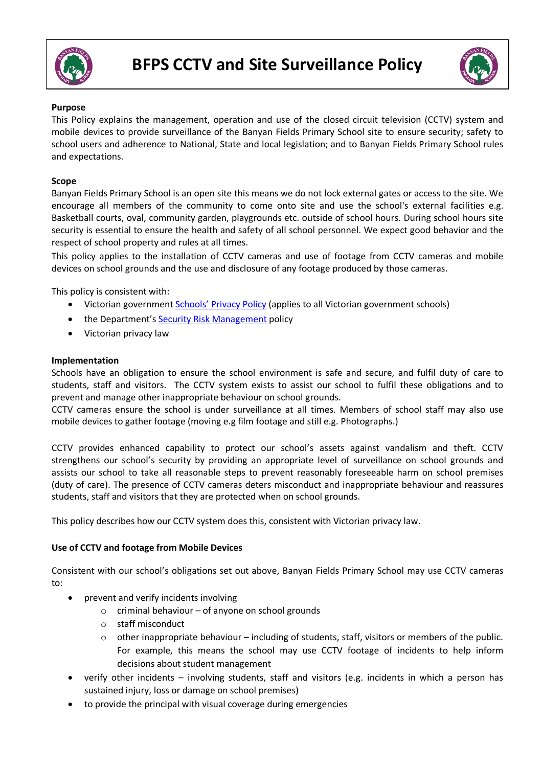# BFPS CCTV and Site Surveillance Policy

**Purpose**

This Policy explains the management, operation and use of the closed circuit television (CCTV) system and mobile devices to provide surveillance of the Banyan Fields Primary School site to ensure security; safety to school users and adherence to National, State and local legislation; and to Banyan Fields Primary School rules and expectations.

**Scope**

Banyan Fields Primary School is an open site this means we do not lock external gates or access to the site. We encourage all members of the community to come onto site and use the school's external facilities e.g. Basketball courts, oval, community garden, playgrounds etc. outside of school hours. During school hours site security is essential to ensure the health and safety of all school personnel. We expect good behavior and the respect of school property and rules at all times.

This policy applies to the installation of CCTV cameras and use of footage from CCTV cameras and mobile devices on school grounds and the use and disclosure of any footage produced by those cameras.

This policy is consistent with:

- Victorian government Schools' Privacy Policy (applies to all Victorian government schools)
- the Department's Security Risk Management policy
- Victorian privacy law

**Implementation**

Schools have an obligation to ensure the school environment is safe and secure, and fulfil duty of care to students, staff and visitors. The CCTV system exists to assist our school to fulfil these obligations and to prevent and manage other inappropriate behaviour on school grounds.

CCTV cameras ensure the school is under surveillance at all times. Members of school staff may also use mobile devices to gather footage (moving e.g film footage and still e.g. Photographs.)

CCTV provides enhanced capability to protect our school's assets against vandalism and theft. CCTV strengthens our school's security by providing an appropriate level of surveillance on school grounds and assists our school to take all reasonable steps to prevent reasonably foreseeable harm on school premises (duty of care). The presence of CCTV cameras deters misconduct and inappropriate behaviour and reassures students, staff and visitors that they are protected when on school grounds.

This policy describes how our CCTV system does this, consistent with Victorian privacy law.

**Use of CCTV and footage from Mobile Devices**

Consistent with our school's obligations set out above, Banyan Fields Primary School may use CCTV cameras to:

- prevent and verify incidents involving
  - criminal behaviour – of anyone on school grounds
  - staff misconduct
  - other inappropriate behaviour – including of students, staff, visitors or members of the public. For example, this means the school may use CCTV footage of incidents to help inform decisions about student management
- verify other incidents – involving students, staff and visitors (e.g. incidents in which a person has sustained injury, loss or damage on school premises)
- to provide the principal with visual coverage during emergencies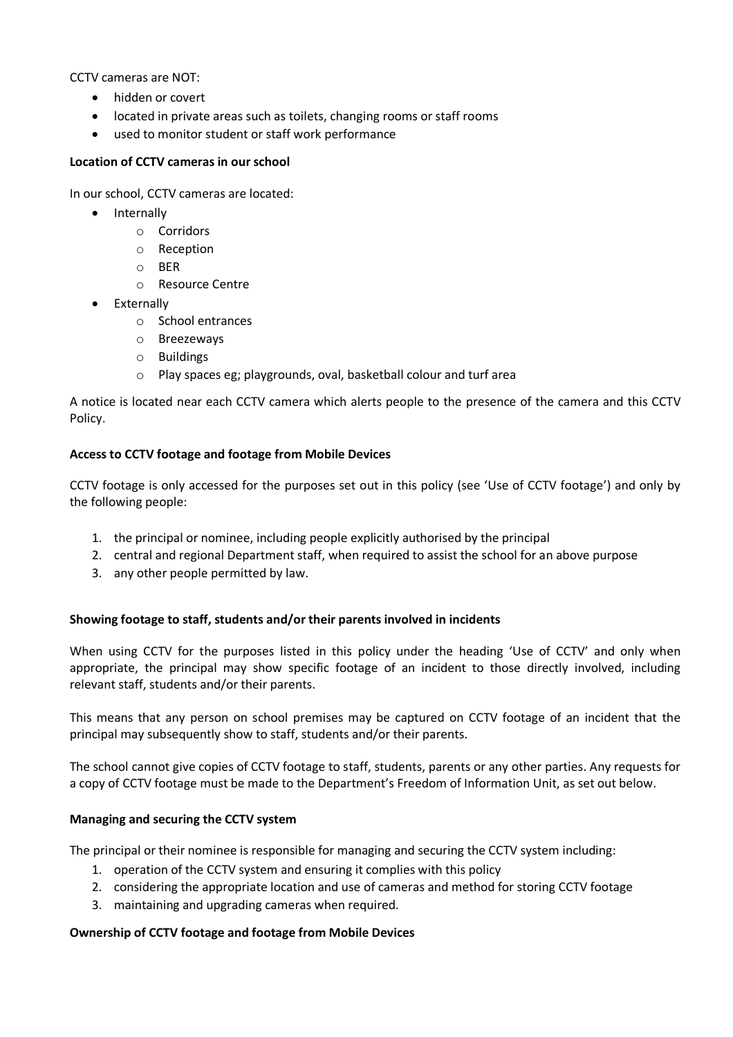CCTV cameras are NOT:

- hidden or covert
- located in private areas such as toilets, changing rooms or staff rooms
- used to monitor student or staff work performance

**Location of CCTV cameras in our school**

In our school, CCTV cameras are located:

- Internally
  - Corridors
  - Reception
  - BER
  - Resource Centre
- Externally
  - School entrances
  - Breezeways
  - Buildings
  - Play spaces eg; playgrounds, oval, basketball colour and turf area

A notice is located near each CCTV camera which alerts people to the presence of the camera and this CCTV Policy.

**Access to CCTV footage and footage from Mobile Devices**

CCTV footage is only accessed for the purposes set out in this policy (see 'Use of CCTV footage') and only by the following people:

1. the principal or nominee, including people explicitly authorised by the principal
2. central and regional Department staff, when required to assist the school for an above purpose
3. any other people permitted by law.

**Showing footage to staff, students and/or their parents involved in incidents**

When using CCTV for the purposes listed in this policy under the heading 'Use of CCTV' and only when appropriate, the principal may show specific footage of an incident to those directly involved, including relevant staff, students and/or their parents.

This means that any person on school premises may be captured on CCTV footage of an incident that the principal may subsequently show to staff, students and/or their parents.

The school cannot give copies of CCTV footage to staff, students, parents or any other parties. Any requests for a copy of CCTV footage must be made to the Department's Freedom of Information Unit, as set out below.

**Managing and securing the CCTV system**

The principal or their nominee is responsible for managing and securing the CCTV system including:

1. operation of the CCTV system and ensuring it complies with this policy
2. considering the appropriate location and use of cameras and method for storing CCTV footage
3. maintaining and upgrading cameras when required.

**Ownership of CCTV footage and footage from Mobile Devices**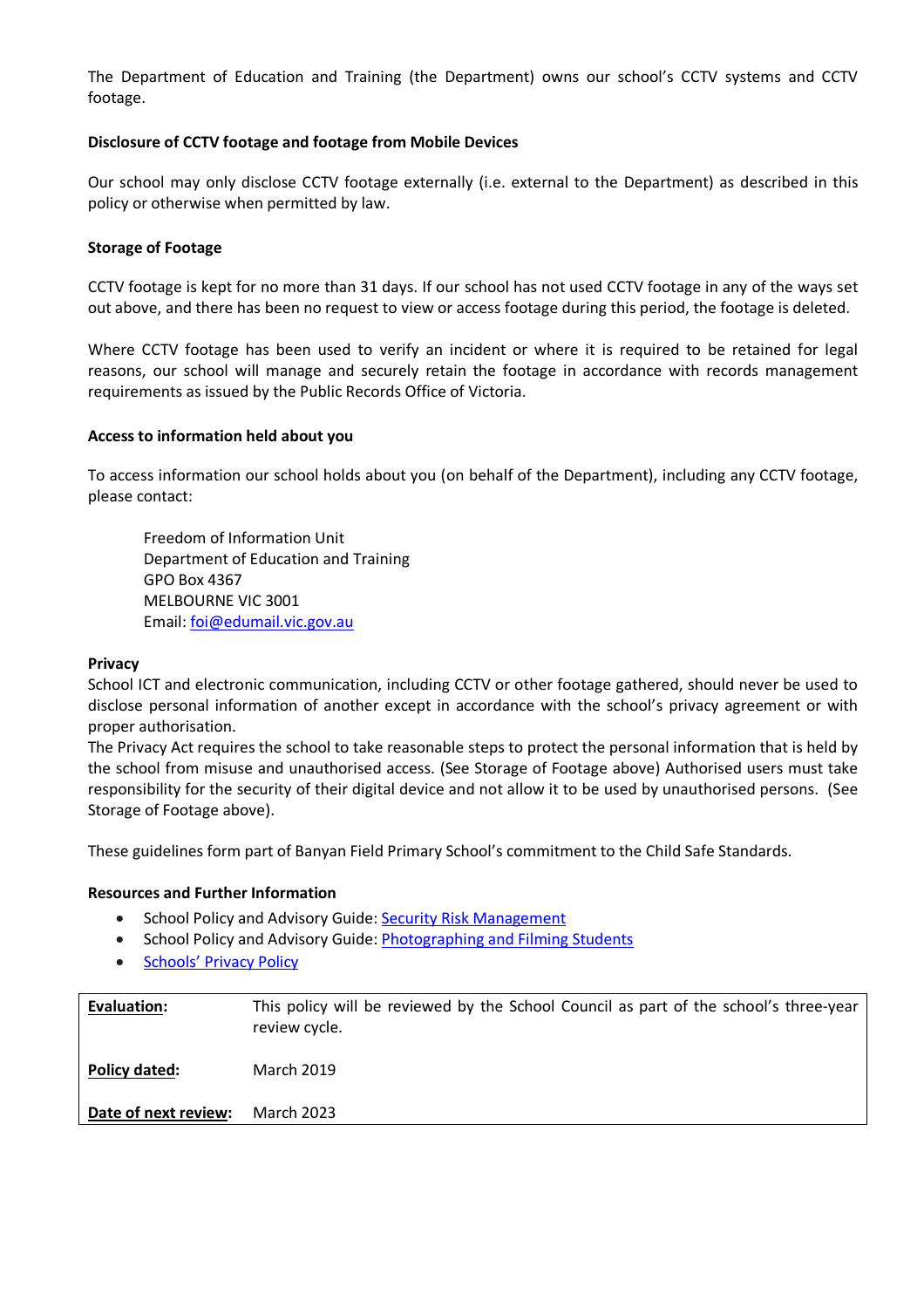The Department of Education and Training (the Department) owns our school's CCTV systems and CCTV footage.

**Disclosure of CCTV footage and footage from Mobile Devices**

Our school may only disclose CCTV footage externally (i.e. external to the Department) as described in this policy or otherwise when permitted by law.

**Storage of Footage**

CCTV footage is kept for no more than 31 days. If our school has not used CCTV footage in any of the ways set out above, and there has been no request to view or access footage during this period, the footage is deleted.

Where CCTV footage has been used to verify an incident or where it is required to be retained for legal reasons, our school will manage and securely retain the footage in accordance with records management requirements as issued by the Public Records Office of Victoria.

**Access to information held about you**

To access information our school holds about you (on behalf of the Department), including any CCTV footage, please contact:

Freedom of Information Unit
Department of Education and Training
GPO Box 4367
MELBOURNE VIC 3001
Email: foi@edumail.vic.gov.au

**Privacy**

School ICT and electronic communication, including CCTV or other footage gathered, should never be used to disclose personal information of another except in accordance with the school's privacy agreement or with proper authorisation.

The Privacy Act requires the school to take reasonable steps to protect the personal information that is held by the school from misuse and unauthorised access. (See Storage of Footage above) Authorised users must take responsibility for the security of their digital device and not allow it to be used by unauthorised persons. (See Storage of Footage above).

These guidelines form part of Banyan Field Primary School's commitment to the Child Safe Standards.

**Resources and Further Information**

- School Policy and Advisory Guide: Security Risk Management
- School Policy and Advisory Guide: Photographing and Filming Students
- Schools' Privacy Policy

| | |
|---|---|
| **Evaluation:** | This policy will be reviewed by the School Council as part of the school's three-year review cycle. |
| **Policy dated:** | March 2019 |
| **Date of next review:** | March 2023 |